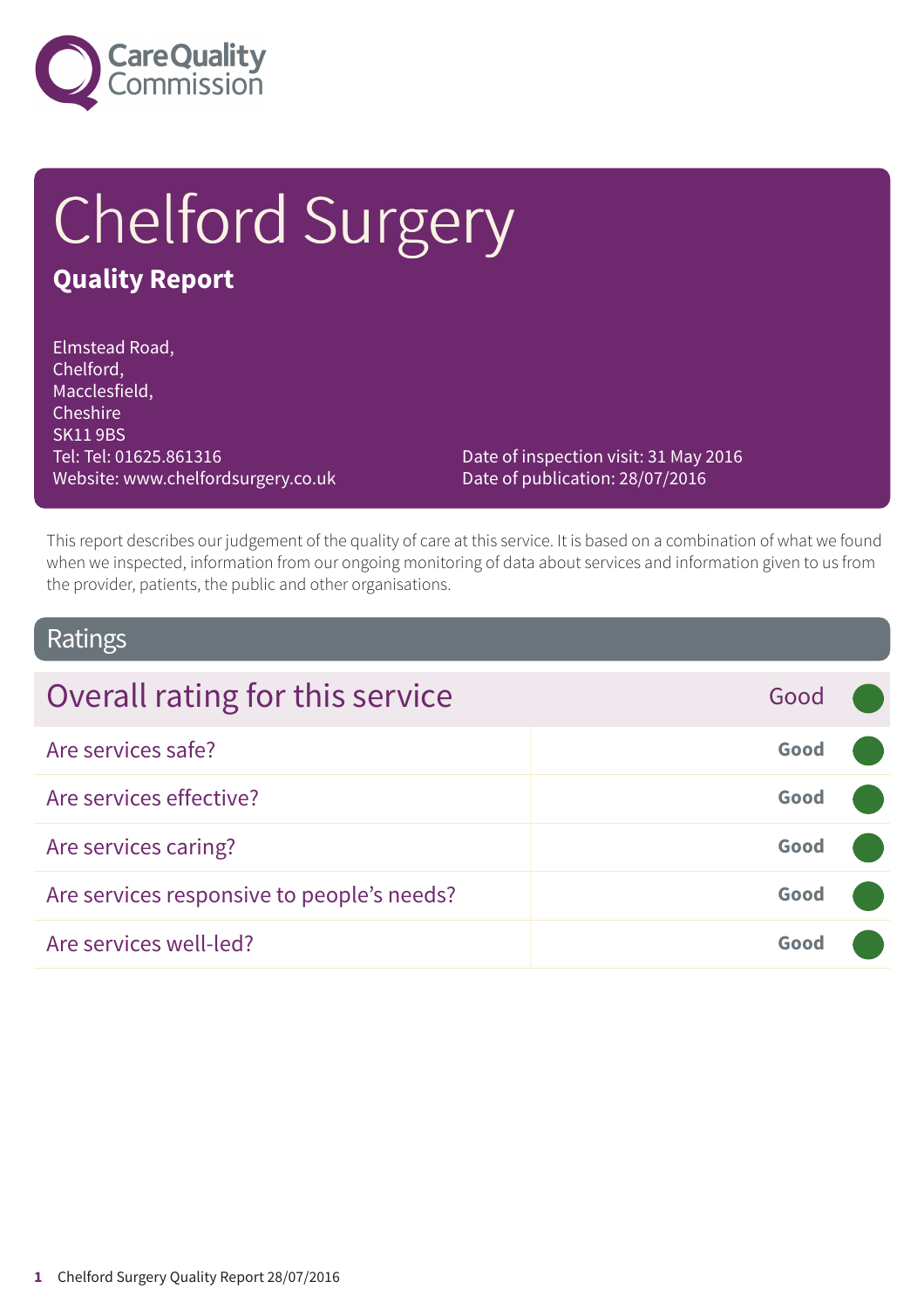Care Quality Commission

# Chelford Surgery

## Quality Report

Elmstead Road,
Chelford,
Macclesfield,
Cheshire
SK11 9BS
Tel: Tel: 01625.861316
Website: www.chelfordsurgery.co.uk

Date of inspection visit: 31 May 2016
Date of publication: 28/07/2016

This report describes our judgement of the quality of care at this service. It is based on a combination of what we found when we inspected, information from our ongoing monitoring of data about services and information given to us from the provider, patients, the public and other organisations.

## Ratings

| Overall rating for this service | Good |
|---|---|
| Are services safe? | Good |
| Are services effective? | Good |
| Are services caring? | Good |
| Are services responsive to people's needs? | Good |
| Are services well-led? | Good |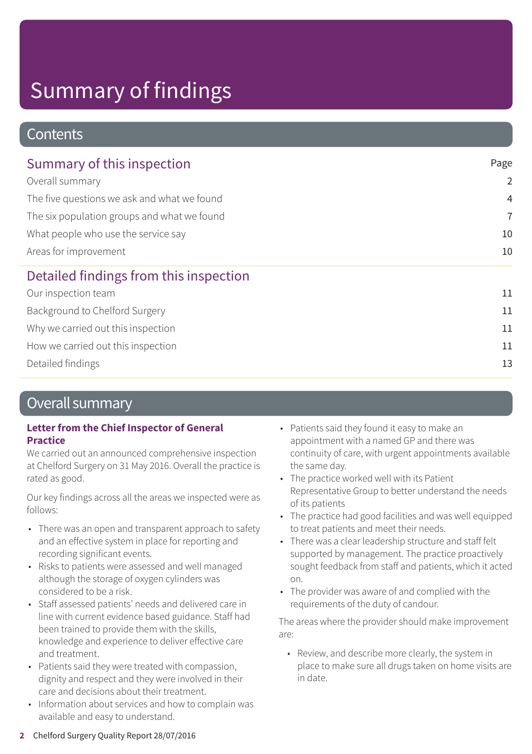# Summary of findings

## Contents

| Summary of this inspection | Page |
|---|---|
| Overall summary | 2 |
| The five questions we ask and what we found | 4 |
| The six population groups and what we found | 7 |
| What people who use the service say | 10 |
| Areas for improvement | 10 |
| **Detailed findings from this inspection** | |
| Our inspection team | 11 |
| Background to Chelford Surgery | 11 |
| Why we carried out this inspection | 11 |
| How we carried out this inspection | 11 |
| Detailed findings | 13 |

## Overall summary

**Letter from the Chief Inspector of General Practice**

We carried out an announced comprehensive inspection at Chelford Surgery on 31 May 2016. Overall the practice is rated as good.

Our key findings across all the areas we inspected were as follows:

- There was an open and transparent approach to safety and an effective system in place for reporting and recording significant events.
- Risks to patients were assessed and well managed although the storage of oxygen cylinders was considered to be a risk.
- Staff assessed patients' needs and delivered care in line with current evidence based guidance. Staff had been trained to provide them with the skills, knowledge and experience to deliver effective care and treatment.
- Patients said they were treated with compassion, dignity and respect and they were involved in their care and decisions about their treatment.
- Information about services and how to complain was available and easy to understand.
- Patients said they found it easy to make an appointment with a named GP and there was continuity of care, with urgent appointments available the same day.
- The practice worked well with its Patient Representative Group to better understand the needs of its patients
- The practice had good facilities and was well equipped to treat patients and meet their needs.
- There was a clear leadership structure and staff felt supported by management. The practice proactively sought feedback from staff and patients, which it acted on.
- The provider was aware of and complied with the requirements of the duty of candour.

The areas where the provider should make improvement are:

- Review, and describe more clearly, the system in place to make sure all drugs taken on home visits are in date.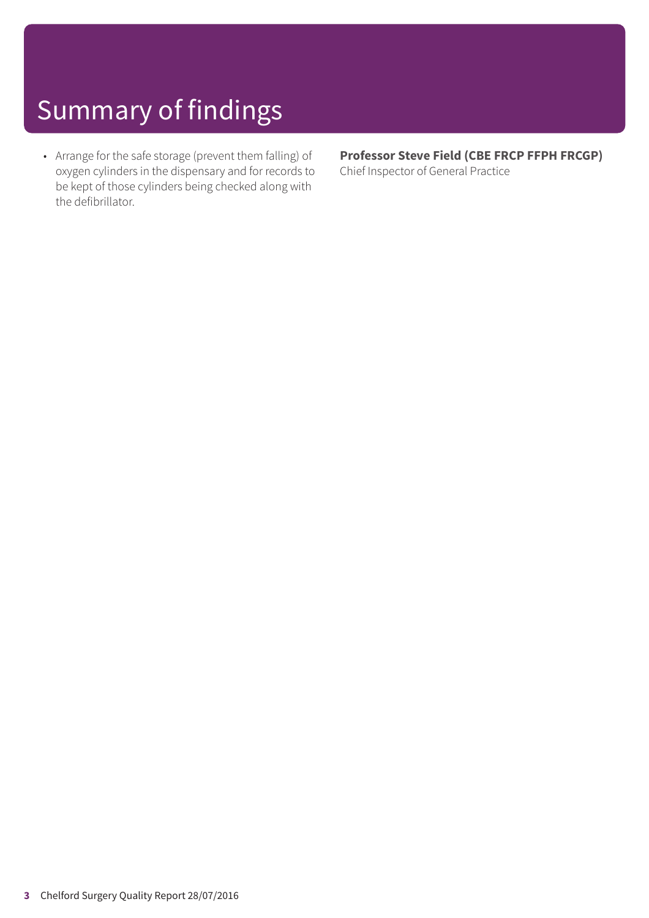# Summary of findings

- Arrange for the safe storage (prevent them falling) of oxygen cylinders in the dispensary and for records to be kept of those cylinders being checked along with the defibrillator.

**Professor Steve Field (CBE FRCP FFPH FRCGP)**
Chief Inspector of General Practice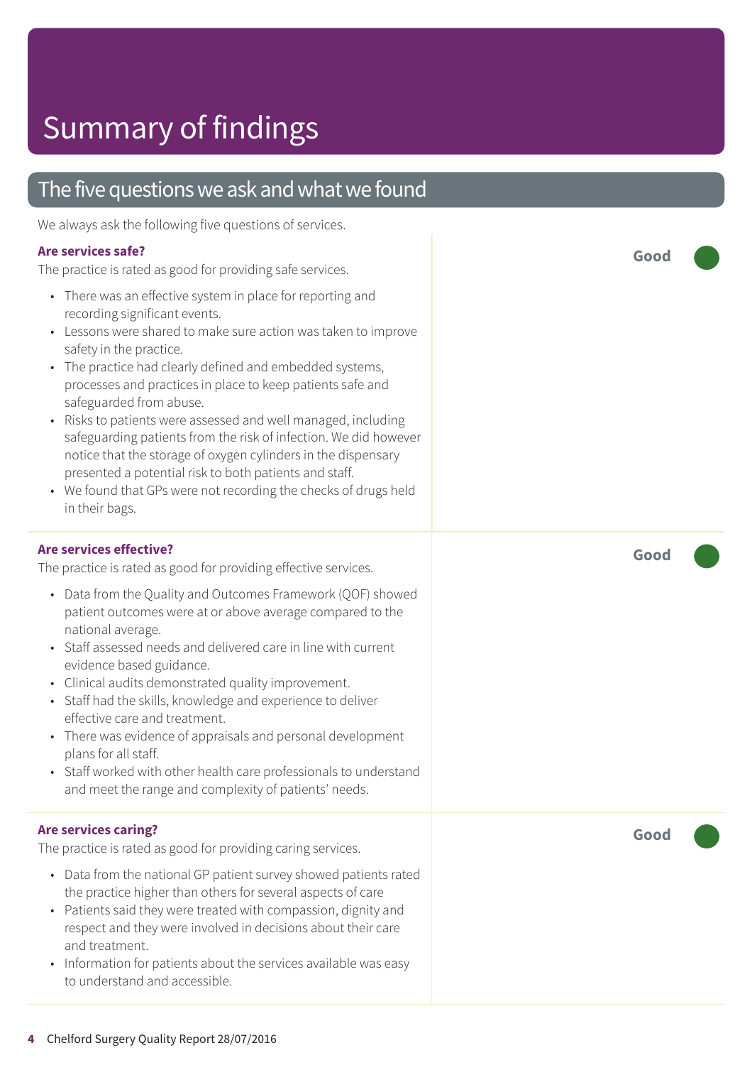# Summary of findings

## The five questions we ask and what we found

We always ask the following five questions of services.

### Are services safe?

**Good**

The practice is rated as good for providing safe services.

- There was an effective system in place for reporting and recording significant events.
- Lessons were shared to make sure action was taken to improve safety in the practice.
- The practice had clearly defined and embedded systems, processes and practices in place to keep patients safe and safeguarded from abuse.
- Risks to patients were assessed and well managed, including safeguarding patients from the risk of infection. We did however notice that the storage of oxygen cylinders in the dispensary presented a potential risk to both patients and staff.
- We found that GPs were not recording the checks of drugs held in their bags.

### Are services effective?

**Good**

The practice is rated as good for providing effective services.

- Data from the Quality and Outcomes Framework (QOF) showed patient outcomes were at or above average compared to the national average.
- Staff assessed needs and delivered care in line with current evidence based guidance.
- Clinical audits demonstrated quality improvement.
- Staff had the skills, knowledge and experience to deliver effective care and treatment.
- There was evidence of appraisals and personal development plans for all staff.
- Staff worked with other health care professionals to understand and meet the range and complexity of patients' needs.

### Are services caring?

**Good**

The practice is rated as good for providing caring services.

- Data from the national GP patient survey showed patients rated the practice higher than others for several aspects of care
- Patients said they were treated with compassion, dignity and respect and they were involved in decisions about their care and treatment.
- Information for patients about the services available was easy to understand and accessible.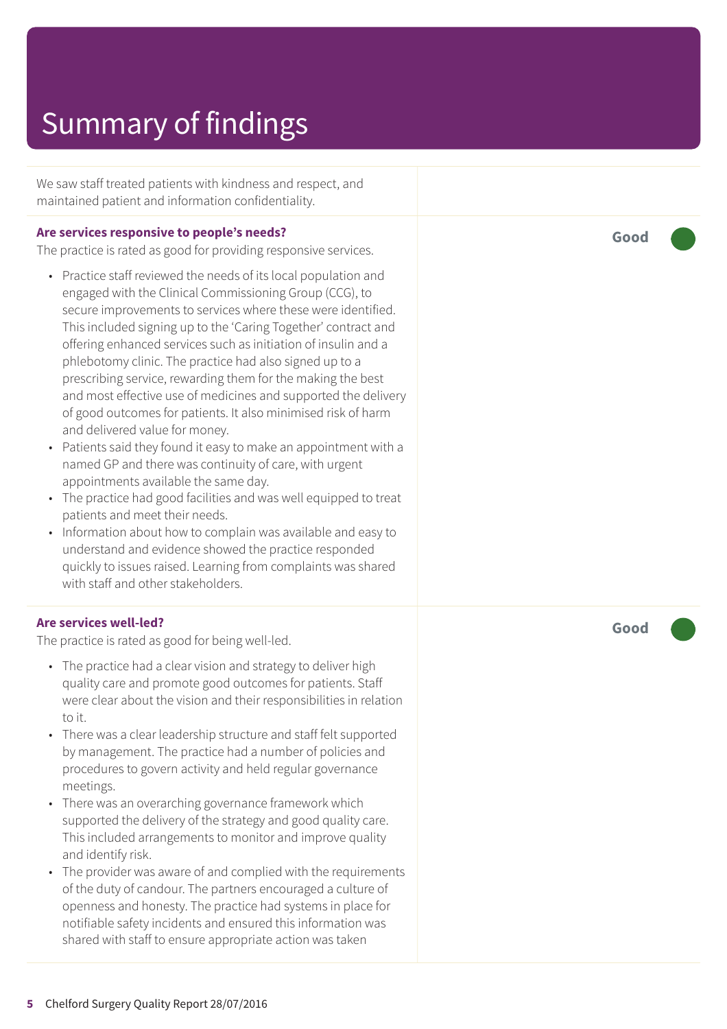# Summary of findings

We saw staff treated patients with kindness and respect, and maintained patient and information confidentiality.

**Are services responsive to people's needs?**

The practice is rated as good for providing responsive services.

**Good**

- Practice staff reviewed the needs of its local population and engaged with the Clinical Commissioning Group (CCG), to secure improvements to services where these were identified. This included signing up to the 'Caring Together' contract and offering enhanced services such as initiation of insulin and a phlebotomy clinic. The practice had also signed up to a prescribing service, rewarding them for the making the best and most effective use of medicines and supported the delivery of good outcomes for patients. It also minimised risk of harm and delivered value for money.
- Patients said they found it easy to make an appointment with a named GP and there was continuity of care, with urgent appointments available the same day.
- The practice had good facilities and was well equipped to treat patients and meet their needs.
- Information about how to complain was available and easy to understand and evidence showed the practice responded quickly to issues raised. Learning from complaints was shared with staff and other stakeholders.

**Are services well-led?**

The practice is rated as good for being well-led.

**Good**

- The practice had a clear vision and strategy to deliver high quality care and promote good outcomes for patients. Staff were clear about the vision and their responsibilities in relation to it.
- There was a clear leadership structure and staff felt supported by management. The practice had a number of policies and procedures to govern activity and held regular governance meetings.
- There was an overarching governance framework which supported the delivery of the strategy and good quality care. This included arrangements to monitor and improve quality and identify risk.
- The provider was aware of and complied with the requirements of the duty of candour. The partners encouraged a culture of openness and honesty. The practice had systems in place for notifiable safety incidents and ensured this information was shared with staff to ensure appropriate action was taken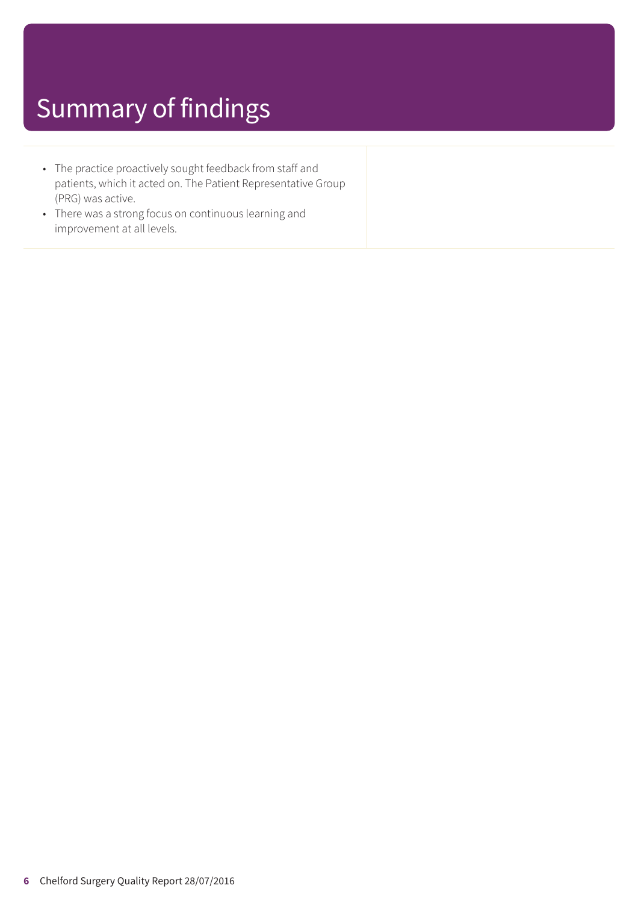# Summary of findings

- The practice proactively sought feedback from staff and patients, which it acted on. The Patient Representative Group (PRG) was active.
- There was a strong focus on continuous learning and improvement at all levels.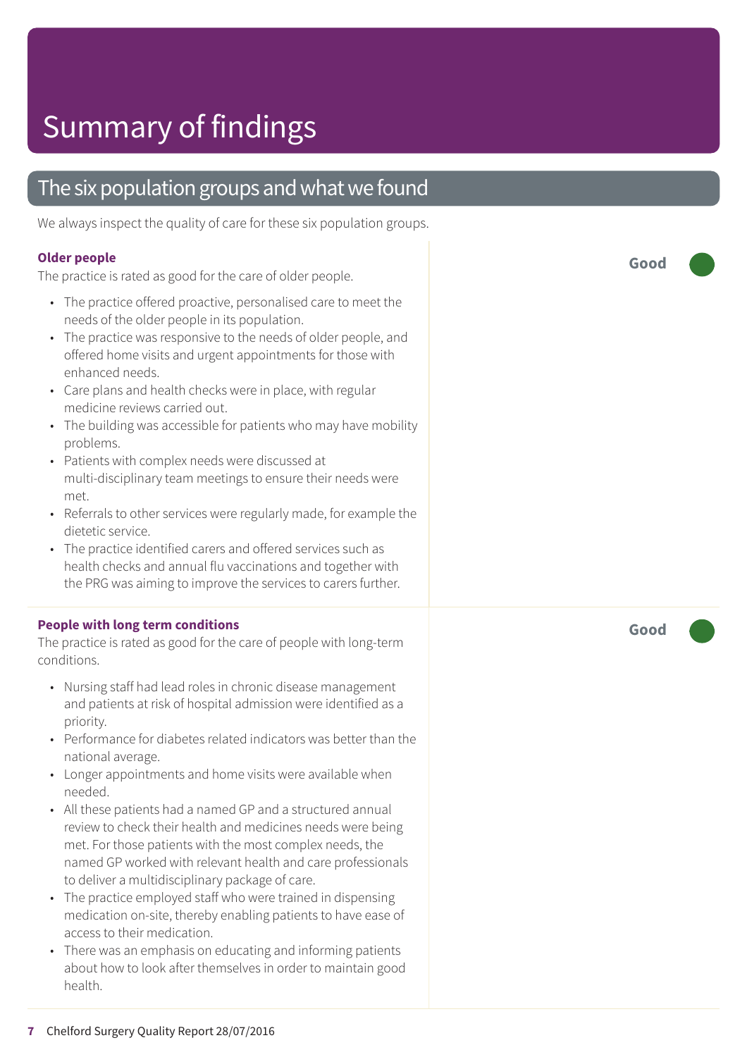# Summary of findings

## The six population groups and what we found

We always inspect the quality of care for these six population groups.

### Older people

**Good**

The practice is rated as good for the care of older people.

- The practice offered proactive, personalised care to meet the needs of the older people in its population.
- The practice was responsive to the needs of older people, and offered home visits and urgent appointments for those with enhanced needs.
- Care plans and health checks were in place, with regular medicine reviews carried out.
- The building was accessible for patients who may have mobility problems.
- Patients with complex needs were discussed at multi-disciplinary team meetings to ensure their needs were met.
- Referrals to other services were regularly made, for example the dietetic service.
- The practice identified carers and offered services such as health checks and annual flu vaccinations and together with the PRG was aiming to improve the services to carers further.

### People with long term conditions

**Good**

The practice is rated as good for the care of people with long-term conditions.

- Nursing staff had lead roles in chronic disease management and patients at risk of hospital admission were identified as a priority.
- Performance for diabetes related indicators was better than the national average.
- Longer appointments and home visits were available when needed.
- All these patients had a named GP and a structured annual review to check their health and medicines needs were being met. For those patients with the most complex needs, the named GP worked with relevant health and care professionals to deliver a multidisciplinary package of care.
- The practice employed staff who were trained in dispensing medication on-site, thereby enabling patients to have ease of access to their medication.
- There was an emphasis on educating and informing patients about how to look after themselves in order to maintain good health.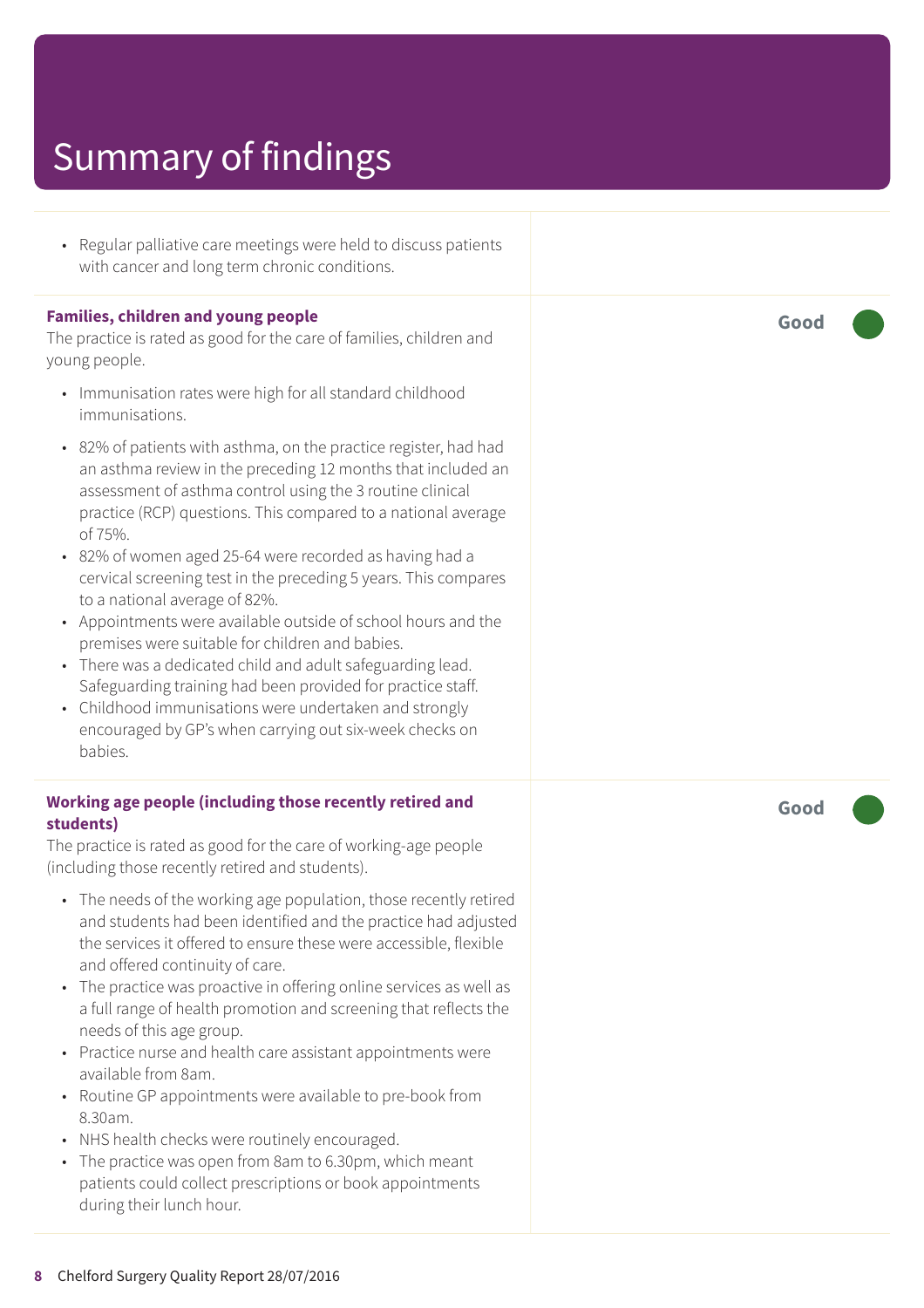# Summary of findings

- Regular palliative care meetings were held to discuss patients with cancer and long term chronic conditions.

**Families, children and young people**

The practice is rated as good for the care of families, children and young people.

**Good**

- Immunisation rates were high for all standard childhood immunisations.
- 82% of patients with asthma, on the practice register, had had an asthma review in the preceding 12 months that included an assessment of asthma control using the 3 routine clinical practice (RCP) questions. This compared to a national average of 75%.
- 82% of women aged 25-64 were recorded as having had a cervical screening test in the preceding 5 years. This compares to a national average of 82%.
- Appointments were available outside of school hours and the premises were suitable for children and babies.
- There was a dedicated child and adult safeguarding lead. Safeguarding training had been provided for practice staff.
- Childhood immunisations were undertaken and strongly encouraged by GP's when carrying out six-week checks on babies.

**Working age people (including those recently retired and students)**

The practice is rated as good for the care of working-age people (including those recently retired and students).

**Good**

- The needs of the working age population, those recently retired and students had been identified and the practice had adjusted the services it offered to ensure these were accessible, flexible and offered continuity of care.
- The practice was proactive in offering online services as well as a full range of health promotion and screening that reflects the needs of this age group.
- Practice nurse and health care assistant appointments were available from 8am.
- Routine GP appointments were available to pre-book from 8.30am.
- NHS health checks were routinely encouraged.
- The practice was open from 8am to 6.30pm, which meant patients could collect prescriptions or book appointments during their lunch hour.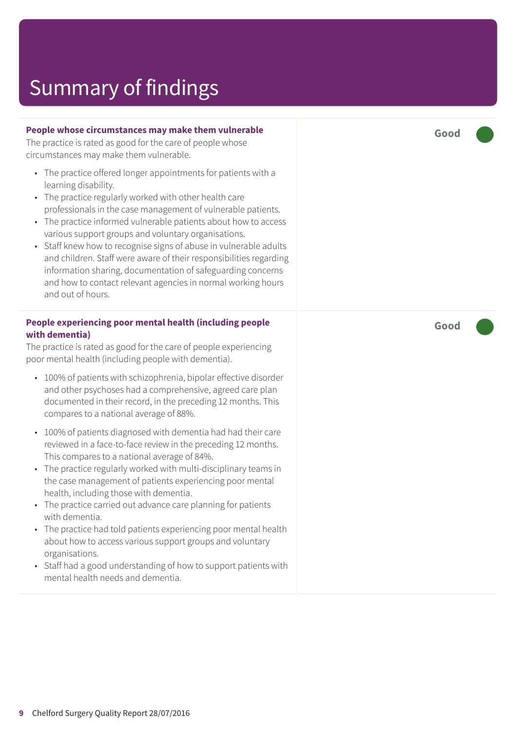# Summary of findings

**People whose circumstances may make them vulnerable**

The practice is rated as good for the care of people whose circumstances may make them vulnerable.

- The practice offered longer appointments for patients with a learning disability.
- The practice regularly worked with other health care professionals in the case management of vulnerable patients.
- The practice informed vulnerable patients about how to access various support groups and voluntary organisations.
- Staff knew how to recognise signs of abuse in vulnerable adults and children. Staff were aware of their responsibilities regarding information sharing, documentation of safeguarding concerns and how to contact relevant agencies in normal working hours and out of hours.

**Good**

**People experiencing poor mental health (including people with dementia)**

The practice is rated as good for the care of people experiencing poor mental health (including people with dementia).

- 100% of patients with schizophrenia, bipolar effective disorder and other psychoses had a comprehensive, agreed care plan documented in their record, in the preceding 12 months. This compares to a national average of 88%.
- 100% of patients diagnosed with dementia had had their care reviewed in a face-to-face review in the preceding 12 months. This compares to a national average of 84%.
- The practice regularly worked with multi-disciplinary teams in the case management of patients experiencing poor mental health, including those with dementia.
- The practice carried out advance care planning for patients with dementia.
- The practice had told patients experiencing poor mental health about how to access various support groups and voluntary organisations.
- Staff had a good understanding of how to support patients with mental health needs and dementia.

**Good**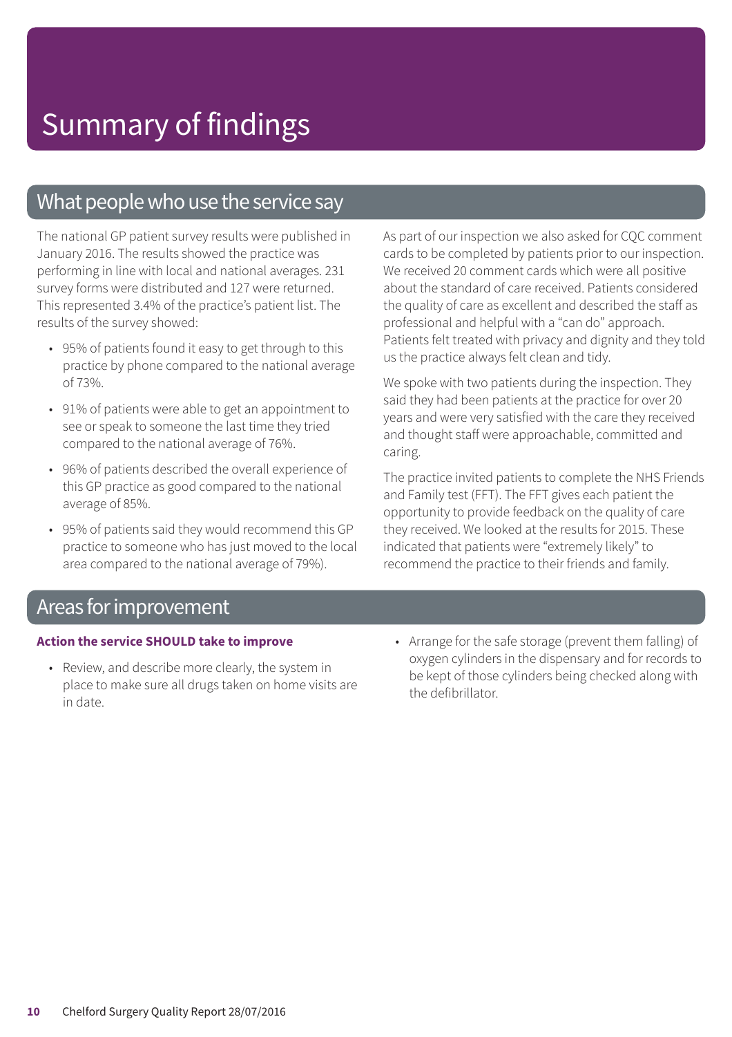# Summary of findings

## What people who use the service say

The national GP patient survey results were published in January 2016. The results showed the practice was performing in line with local and national averages. 231 survey forms were distributed and 127 were returned. This represented 3.4% of the practice's patient list. The results of the survey showed:

- 95% of patients found it easy to get through to this practice by phone compared to the national average of 73%.
- 91% of patients were able to get an appointment to see or speak to someone the last time they tried compared to the national average of 76%.
- 96% of patients described the overall experience of this GP practice as good compared to the national average of 85%.
- 95% of patients said they would recommend this GP practice to someone who has just moved to the local area compared to the national average of 79%).

As part of our inspection we also asked for CQC comment cards to be completed by patients prior to our inspection. We received 20 comment cards which were all positive about the standard of care received. Patients considered the quality of care as excellent and described the staff as professional and helpful with a "can do" approach. Patients felt treated with privacy and dignity and they told us the practice always felt clean and tidy.

We spoke with two patients during the inspection. They said they had been patients at the practice for over 20 years and were very satisfied with the care they received and thought staff were approachable, committed and caring.

The practice invited patients to complete the NHS Friends and Family test (FFT). The FFT gives each patient the opportunity to provide feedback on the quality of care they received. We looked at the results for 2015. These indicated that patients were "extremely likely" to recommend the practice to their friends and family.

## Areas for improvement

**Action the service SHOULD take to improve**

- Review, and describe more clearly, the system in place to make sure all drugs taken on home visits are in date.
- Arrange for the safe storage (prevent them falling) of oxygen cylinders in the dispensary and for records to be kept of those cylinders being checked along with the defibrillator.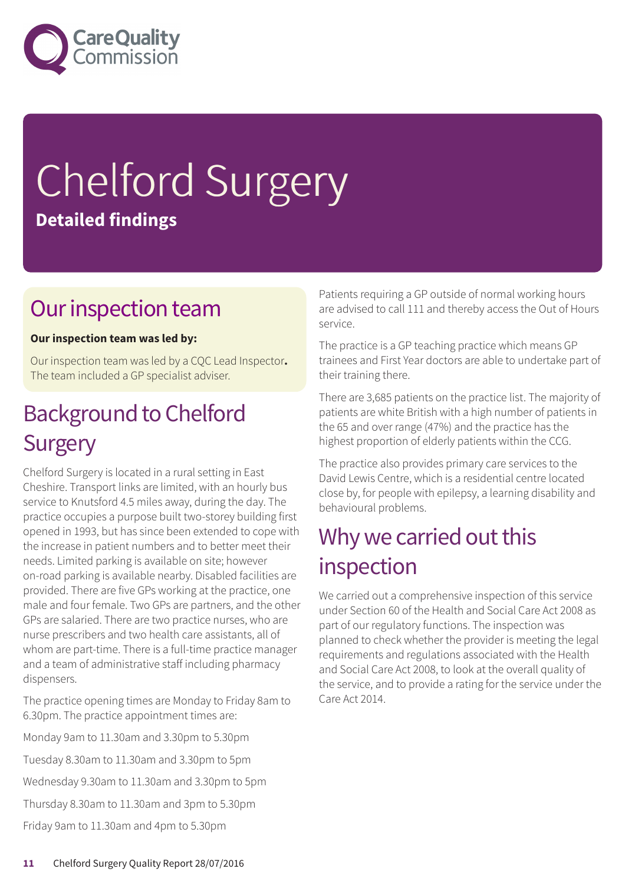# Chelford Surgery

**Detailed findings**

## Our inspection team

**Our inspection team was led by:**

Our inspection team was led by a CQC Lead Inspector**.** The team included a GP specialist adviser.

## Background to Chelford Surgery

Chelford Surgery is located in a rural setting in East Cheshire. Transport links are limited, with an hourly bus service to Knutsford 4.5 miles away, during the day. The practice occupies a purpose built two-storey building first opened in 1993, but has since been extended to cope with the increase in patient numbers and to better meet their needs. Limited parking is available on site; however on-road parking is available nearby. Disabled facilities are provided. There are five GPs working at the practice, one male and four female. Two GPs are partners, and the other GPs are salaried. There are two practice nurses, who are nurse prescribers and two health care assistants, all of whom are part-time. There is a full-time practice manager and a team of administrative staff including pharmacy dispensers.

The practice opening times are Monday to Friday 8am to 6.30pm. The practice appointment times are:

Monday 9am to 11.30am and 3.30pm to 5.30pm

Tuesday 8.30am to 11.30am and 3.30pm to 5pm

Wednesday 9.30am to 11.30am and 3.30pm to 5pm

Thursday 8.30am to 11.30am and 3pm to 5.30pm

Friday 9am to 11.30am and 4pm to 5.30pm

Patients requiring a GP outside of normal working hours are advised to call 111 and thereby access the Out of Hours service.

The practice is a GP teaching practice which means GP trainees and First Year doctors are able to undertake part of their training there.

There are 3,685 patients on the practice list. The majority of patients are white British with a high number of patients in the 65 and over range (47%) and the practice has the highest proportion of elderly patients within the CCG.

The practice also provides primary care services to the David Lewis Centre, which is a residential centre located close by, for people with epilepsy, a learning disability and behavioural problems.

## Why we carried out this inspection

We carried out a comprehensive inspection of this service under Section 60 of the Health and Social Care Act 2008 as part of our regulatory functions. The inspection was planned to check whether the provider is meeting the legal requirements and regulations associated with the Health and Social Care Act 2008, to look at the overall quality of the service, and to provide a rating for the service under the Care Act 2014.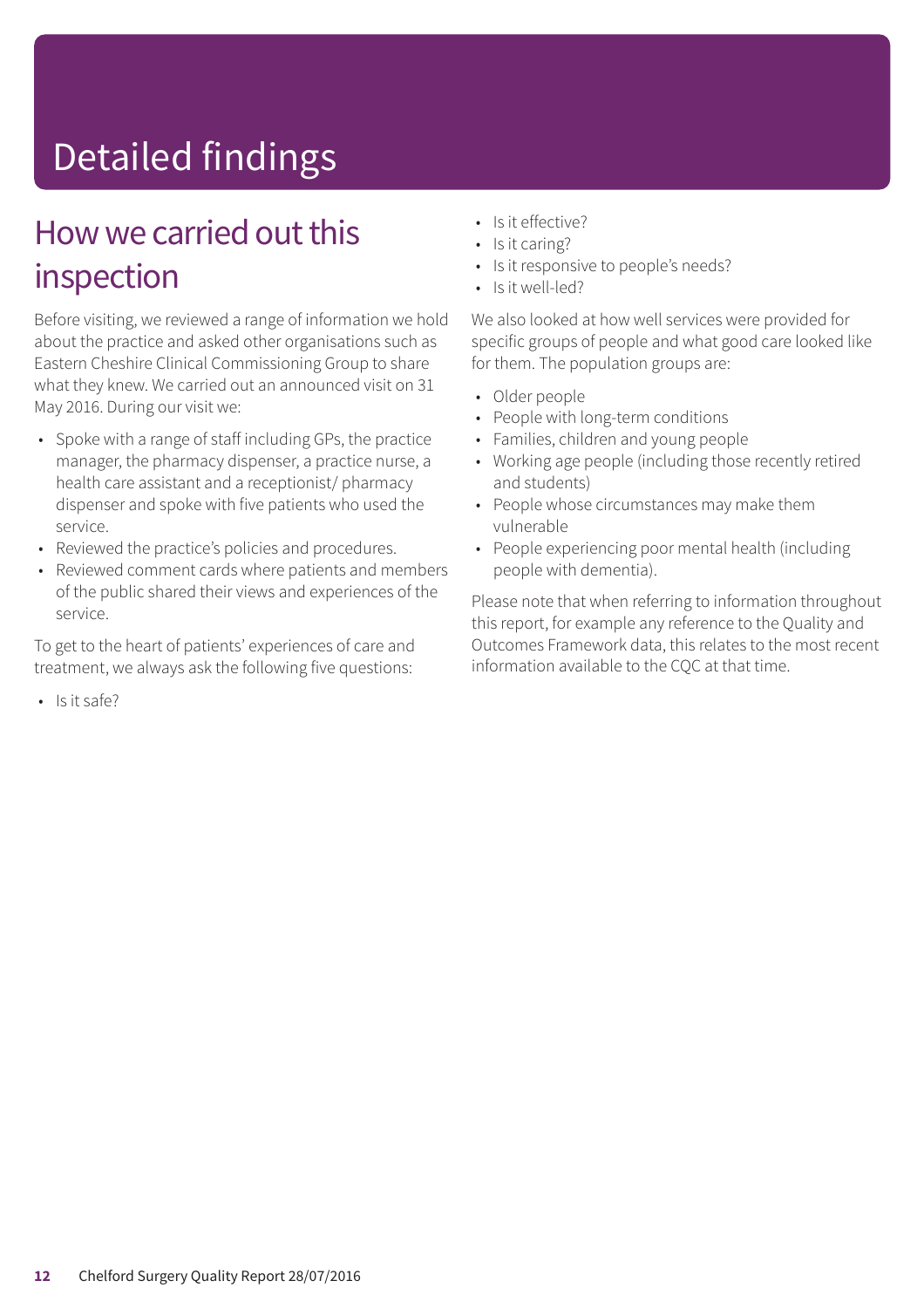# Detailed findings

## How we carried out this inspection

Before visiting, we reviewed a range of information we hold about the practice and asked other organisations such as Eastern Cheshire Clinical Commissioning Group to share what they knew. We carried out an announced visit on 31 May 2016. During our visit we:

- Spoke with a range of staff including GPs, the practice manager, the pharmacy dispenser, a practice nurse, a health care assistant and a receptionist/ pharmacy dispenser and spoke with five patients who used the service.
- Reviewed the practice's policies and procedures.
- Reviewed comment cards where patients and members of the public shared their views and experiences of the service.

To get to the heart of patients' experiences of care and treatment, we always ask the following five questions:

- Is it safe?
- Is it effective?
- Is it caring?
- Is it responsive to people's needs?
- Is it well-led?

We also looked at how well services were provided for specific groups of people and what good care looked like for them. The population groups are:

- Older people
- People with long-term conditions
- Families, children and young people
- Working age people (including those recently retired and students)
- People whose circumstances may make them vulnerable
- People experiencing poor mental health (including people with dementia).

Please note that when referring to information throughout this report, for example any reference to the Quality and Outcomes Framework data, this relates to the most recent information available to the CQC at that time.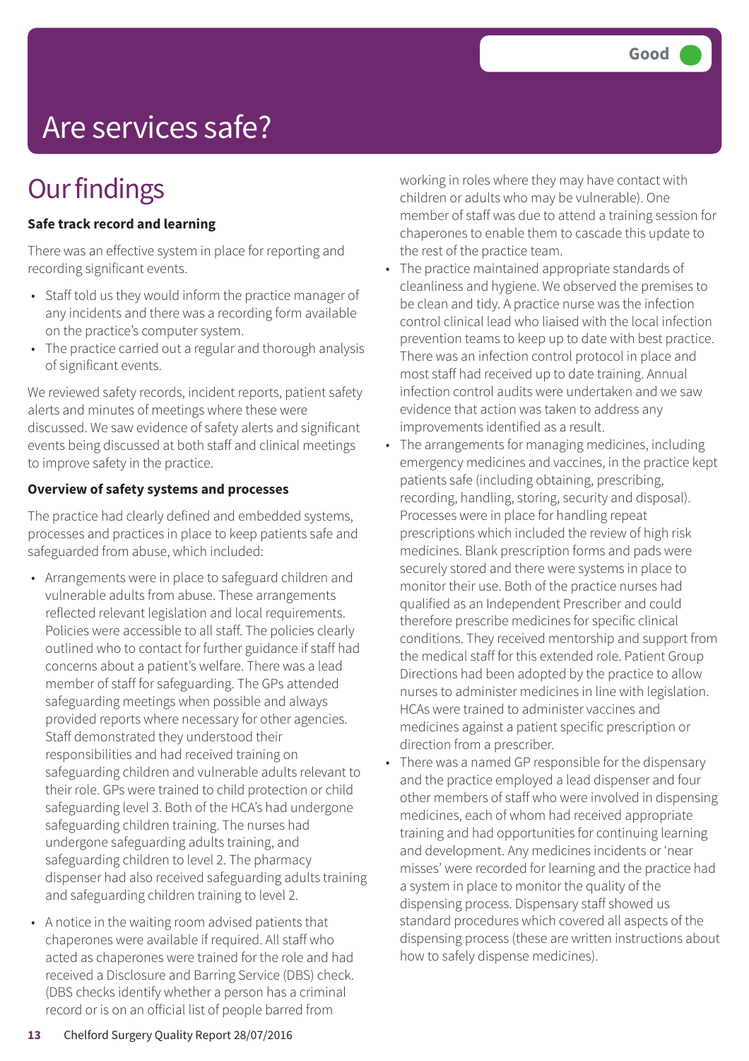# Are services safe?

Good

## Our findings

**Safe track record and learning**

There was an effective system in place for reporting and recording significant events.

- Staff told us they would inform the practice manager of any incidents and there was a recording form available on the practice's computer system.
- The practice carried out a regular and thorough analysis of significant events.

We reviewed safety records, incident reports, patient safety alerts and minutes of meetings where these were discussed. We saw evidence of safety alerts and significant events being discussed at both staff and clinical meetings to improve safety in the practice.

**Overview of safety systems and processes**

The practice had clearly defined and embedded systems, processes and practices in place to keep patients safe and safeguarded from abuse, which included:

- Arrangements were in place to safeguard children and vulnerable adults from abuse. These arrangements reflected relevant legislation and local requirements. Policies were accessible to all staff. The policies clearly outlined who to contact for further guidance if staff had concerns about a patient's welfare. There was a lead member of staff for safeguarding. The GPs attended safeguarding meetings when possible and always provided reports where necessary for other agencies. Staff demonstrated they understood their responsibilities and had received training on safeguarding children and vulnerable adults relevant to their role. GPs were trained to child protection or child safeguarding level 3. Both of the HCA's had undergone safeguarding children training. The nurses had undergone safeguarding adults training, and safeguarding children to level 2. The pharmacy dispenser had also received safeguarding adults training and safeguarding children training to level 2.
- A notice in the waiting room advised patients that chaperones were available if required. All staff who acted as chaperones were trained for the role and had received a Disclosure and Barring Service (DBS) check. (DBS checks identify whether a person has a criminal record or is on an official list of people barred from working in roles where they may have contact with children or adults who may be vulnerable). One member of staff was due to attend a training session for chaperones to enable them to cascade this update to the rest of the practice team.
- The practice maintained appropriate standards of cleanliness and hygiene. We observed the premises to be clean and tidy. A practice nurse was the infection control clinical lead who liaised with the local infection prevention teams to keep up to date with best practice. There was an infection control protocol in place and most staff had received up to date training. Annual infection control audits were undertaken and we saw evidence that action was taken to address any improvements identified as a result.
- The arrangements for managing medicines, including emergency medicines and vaccines, in the practice kept patients safe (including obtaining, prescribing, recording, handling, storing, security and disposal). Processes were in place for handling repeat prescriptions which included the review of high risk medicines. Blank prescription forms and pads were securely stored and there were systems in place to monitor their use. Both of the practice nurses had qualified as an Independent Prescriber and could therefore prescribe medicines for specific clinical conditions. They received mentorship and support from the medical staff for this extended role. Patient Group Directions had been adopted by the practice to allow nurses to administer medicines in line with legislation. HCAs were trained to administer vaccines and medicines against a patient specific prescription or direction from a prescriber.
- There was a named GP responsible for the dispensary and the practice employed a lead dispenser and four other members of staff who were involved in dispensing medicines, each of whom had received appropriate training and had opportunities for continuing learning and development. Any medicines incidents or 'near misses' were recorded for learning and the practice had a system in place to monitor the quality of the dispensing process. Dispensary staff showed us standard procedures which covered all aspects of the dispensing process (these are written instructions about how to safely dispense medicines).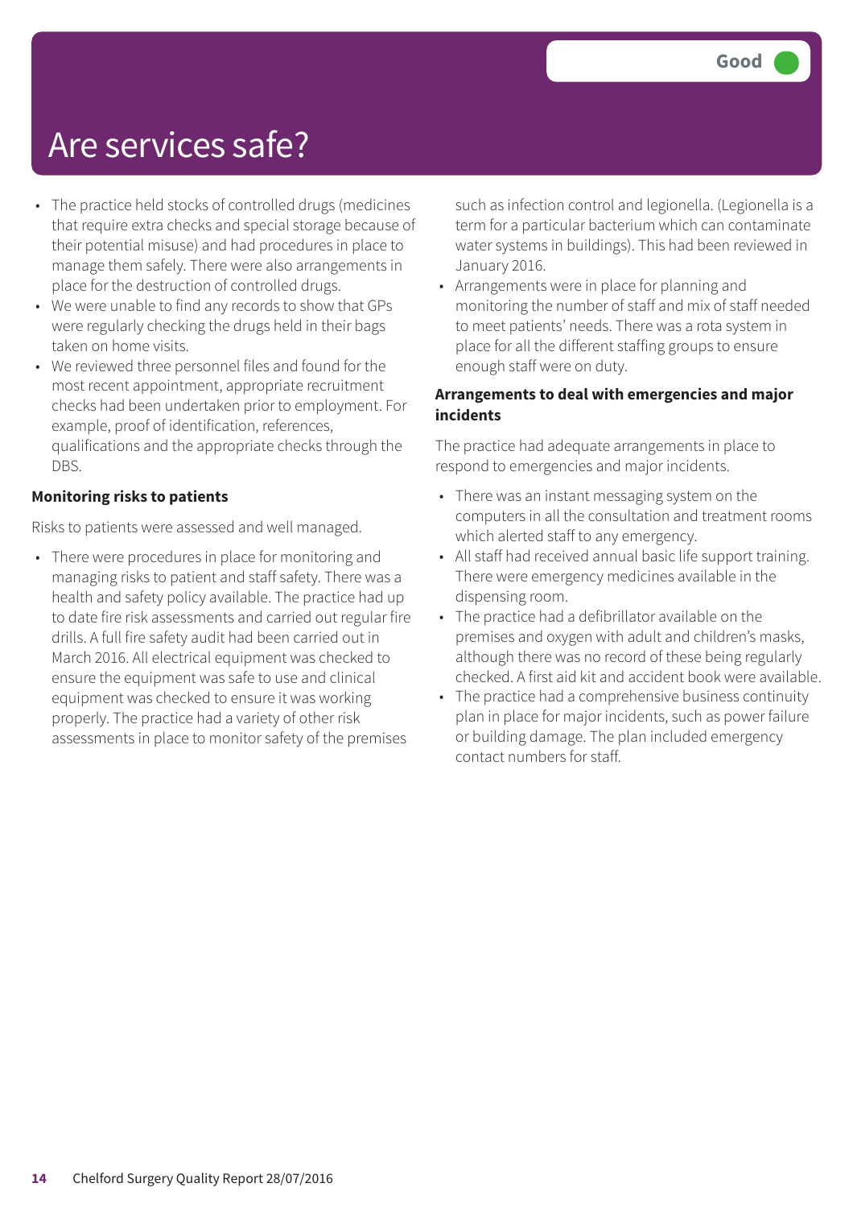Good

# Are services safe?

- The practice held stocks of controlled drugs (medicines that require extra checks and special storage because of their potential misuse) and had procedures in place to manage them safely. There were also arrangements in place for the destruction of controlled drugs.
- We were unable to find any records to show that GPs were regularly checking the drugs held in their bags taken on home visits.
- We reviewed three personnel files and found for the most recent appointment, appropriate recruitment checks had been undertaken prior to employment. For example, proof of identification, references, qualifications and the appropriate checks through the DBS.

**Monitoring risks to patients**

Risks to patients were assessed and well managed.

- There were procedures in place for monitoring and managing risks to patient and staff safety. There was a health and safety policy available. The practice had up to date fire risk assessments and carried out regular fire drills. A full fire safety audit had been carried out in March 2016. All electrical equipment was checked to ensure the equipment was safe to use and clinical equipment was checked to ensure it was working properly. The practice had a variety of other risk assessments in place to monitor safety of the premises such as infection control and legionella. (Legionella is a term for a particular bacterium which can contaminate water systems in buildings). This had been reviewed in January 2016.
- Arrangements were in place for planning and monitoring the number of staff and mix of staff needed to meet patients' needs. There was a rota system in place for all the different staffing groups to ensure enough staff were on duty.

**Arrangements to deal with emergencies and major incidents**

The practice had adequate arrangements in place to respond to emergencies and major incidents.

- There was an instant messaging system on the computers in all the consultation and treatment rooms which alerted staff to any emergency.
- All staff had received annual basic life support training. There were emergency medicines available in the dispensing room.
- The practice had a defibrillator available on the premises and oxygen with adult and children's masks, although there was no record of these being regularly checked. A first aid kit and accident book were available.
- The practice had a comprehensive business continuity plan in place for major incidents, such as power failure or building damage. The plan included emergency contact numbers for staff.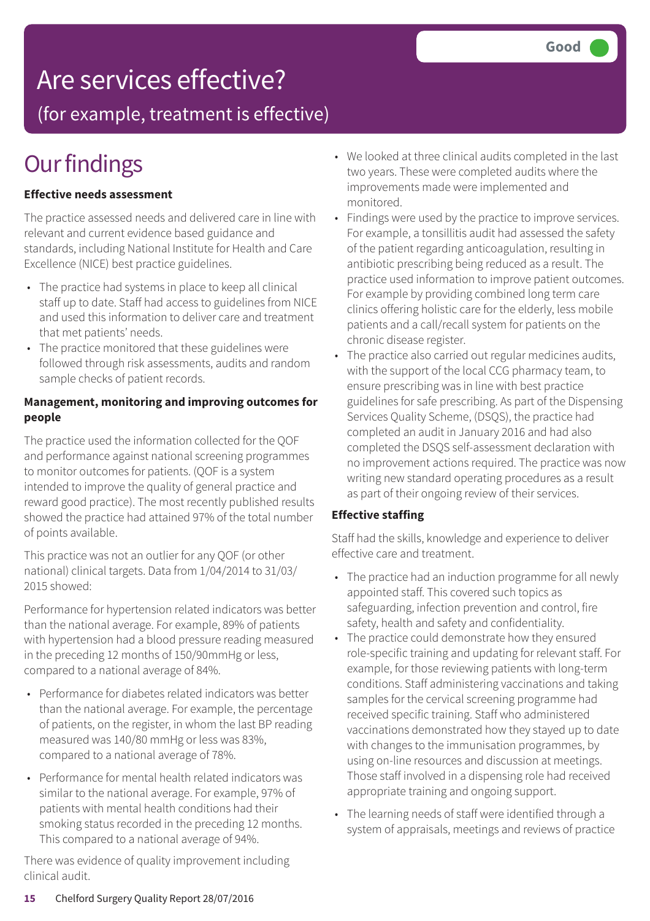# Are services effective?

## (for example, treatment is effective)

**Good**

# Our findings

**Effective needs assessment**

The practice assessed needs and delivered care in line with relevant and current evidence based guidance and standards, including National Institute for Health and Care Excellence (NICE) best practice guidelines.

- The practice had systems in place to keep all clinical staff up to date. Staff had access to guidelines from NICE and used this information to deliver care and treatment that met patients' needs.
- The practice monitored that these guidelines were followed through risk assessments, audits and random sample checks of patient records.

**Management, monitoring and improving outcomes for people**

The practice used the information collected for the QOF and performance against national screening programmes to monitor outcomes for patients. (QOF is a system intended to improve the quality of general practice and reward good practice). The most recently published results showed the practice had attained 97% of the total number of points available.

This practice was not an outlier for any QOF (or other national) clinical targets. Data from 1/04/2014 to 31/03/2015 showed:

Performance for hypertension related indicators was better than the national average. For example, 89% of patients with hypertension had a blood pressure reading measured in the preceding 12 months of 150/90mmHg or less, compared to a national average of 84%.

- Performance for diabetes related indicators was better than the national average. For example, the percentage of patients, on the register, in whom the last BP reading measured was 140/80 mmHg or less was 83%, compared to a national average of 78%.
- Performance for mental health related indicators was similar to the national average. For example, 97% of patients with mental health conditions had their smoking status recorded in the preceding 12 months. This compared to a national average of 94%.

There was evidence of quality improvement including clinical audit.

- We looked at three clinical audits completed in the last two years. These were completed audits where the improvements made were implemented and monitored.
- Findings were used by the practice to improve services. For example, a tonsillitis audit had assessed the safety of the patient regarding anticoagulation, resulting in antibiotic prescribing being reduced as a result. The practice used information to improve patient outcomes. For example by providing combined long term care clinics offering holistic care for the elderly, less mobile patients and a call/recall system for patients on the chronic disease register.
- The practice also carried out regular medicines audits, with the support of the local CCG pharmacy team, to ensure prescribing was in line with best practice guidelines for safe prescribing. As part of the Dispensing Services Quality Scheme, (DSQS), the practice had completed an audit in January 2016 and had also completed the DSQS self-assessment declaration with no improvement actions required. The practice was now writing new standard operating procedures as a result as part of their ongoing review of their services.

**Effective staffing**

Staff had the skills, knowledge and experience to deliver effective care and treatment.

- The practice had an induction programme for all newly appointed staff. This covered such topics as safeguarding, infection prevention and control, fire safety, health and safety and confidentiality.
- The practice could demonstrate how they ensured role-specific training and updating for relevant staff. For example, for those reviewing patients with long-term conditions. Staff administering vaccinations and taking samples for the cervical screening programme had received specific training. Staff who administered vaccinations demonstrated how they stayed up to date with changes to the immunisation programmes, by using on-line resources and discussion at meetings. Those staff involved in a dispensing role had received appropriate training and ongoing support.
- The learning needs of staff were identified through a system of appraisals, meetings and reviews of practice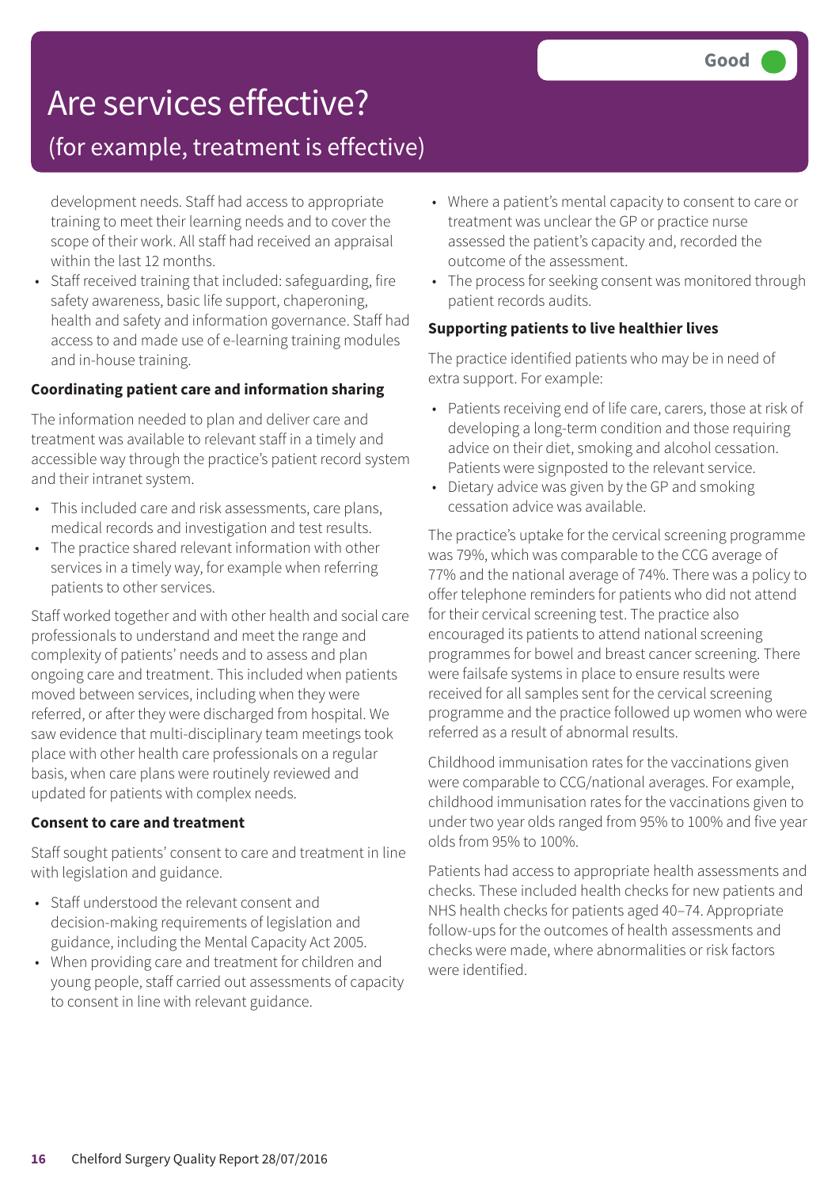# Are services effective?

## (for example, treatment is effective)

**Good**

development needs. Staff had access to appropriate training to meet their learning needs and to cover the scope of their work. All staff had received an appraisal within the last 12 months.

- Staff received training that included: safeguarding, fire safety awareness, basic life support, chaperoning, health and safety and information governance. Staff had access to and made use of e-learning training modules and in-house training.

**Coordinating patient care and information sharing**

The information needed to plan and deliver care and treatment was available to relevant staff in a timely and accessible way through the practice's patient record system and their intranet system.

- This included care and risk assessments, care plans, medical records and investigation and test results.
- The practice shared relevant information with other services in a timely way, for example when referring patients to other services.

Staff worked together and with other health and social care professionals to understand and meet the range and complexity of patients' needs and to assess and plan ongoing care and treatment. This included when patients moved between services, including when they were referred, or after they were discharged from hospital. We saw evidence that multi-disciplinary team meetings took place with other health care professionals on a regular basis, when care plans were routinely reviewed and updated for patients with complex needs.

**Consent to care and treatment**

Staff sought patients' consent to care and treatment in line with legislation and guidance.

- Staff understood the relevant consent and decision-making requirements of legislation and guidance, including the Mental Capacity Act 2005.
- When providing care and treatment for children and young people, staff carried out assessments of capacity to consent in line with relevant guidance.
- Where a patient's mental capacity to consent to care or treatment was unclear the GP or practice nurse assessed the patient's capacity and, recorded the outcome of the assessment.
- The process for seeking consent was monitored through patient records audits.

**Supporting patients to live healthier lives**

The practice identified patients who may be in need of extra support. For example:

- Patients receiving end of life care, carers, those at risk of developing a long-term condition and those requiring advice on their diet, smoking and alcohol cessation. Patients were signposted to the relevant service.
- Dietary advice was given by the GP and smoking cessation advice was available.

The practice's uptake for the cervical screening programme was 79%, which was comparable to the CCG average of 77% and the national average of 74%. There was a policy to offer telephone reminders for patients who did not attend for their cervical screening test. The practice also encouraged its patients to attend national screening programmes for bowel and breast cancer screening. There were failsafe systems in place to ensure results were received for all samples sent for the cervical screening programme and the practice followed up women who were referred as a result of abnormal results.

Childhood immunisation rates for the vaccinations given were comparable to CCG/national averages. For example, childhood immunisation rates for the vaccinations given to under two year olds ranged from 95% to 100% and five year olds from 95% to 100%.

Patients had access to appropriate health assessments and checks. These included health checks for new patients and NHS health checks for patients aged 40–74. Appropriate follow-ups for the outcomes of health assessments and checks were made, where abnormalities or risk factors were identified.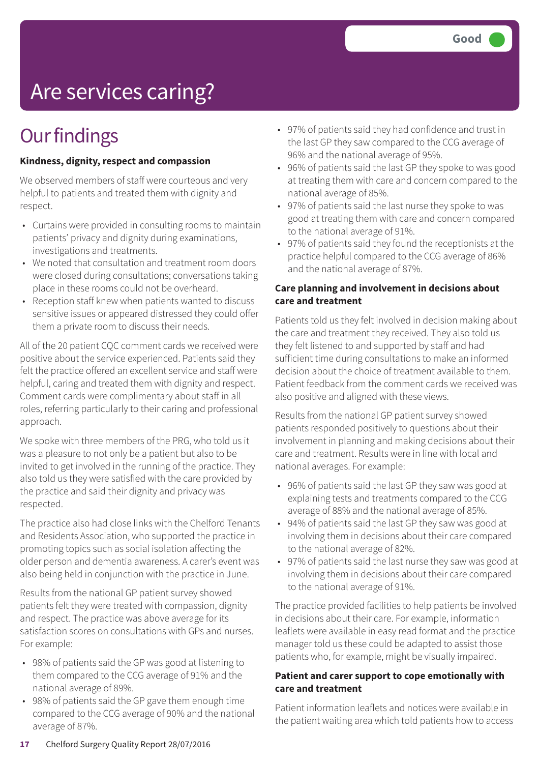Good

# Are services caring?

## Our findings

**Kindness, dignity, respect and compassion**

We observed members of staff were courteous and very helpful to patients and treated them with dignity and respect.

- Curtains were provided in consulting rooms to maintain patients' privacy and dignity during examinations, investigations and treatments.
- We noted that consultation and treatment room doors were closed during consultations; conversations taking place in these rooms could not be overheard.
- Reception staff knew when patients wanted to discuss sensitive issues or appeared distressed they could offer them a private room to discuss their needs.

All of the 20 patient CQC comment cards we received were positive about the service experienced. Patients said they felt the practice offered an excellent service and staff were helpful, caring and treated them with dignity and respect. Comment cards were complimentary about staff in all roles, referring particularly to their caring and professional approach.

We spoke with three members of the PRG, who told us it was a pleasure to not only be a patient but also to be invited to get involved in the running of the practice. They also told us they were satisfied with the care provided by the practice and said their dignity and privacy was respected.

The practice also had close links with the Chelford Tenants and Residents Association, who supported the practice in promoting topics such as social isolation affecting the older person and dementia awareness. A carer's event was also being held in conjunction with the practice in June.

Results from the national GP patient survey showed patients felt they were treated with compassion, dignity and respect. The practice was above average for its satisfaction scores on consultations with GPs and nurses. For example:

- 98% of patients said the GP was good at listening to them compared to the CCG average of 91% and the national average of 89%.
- 98% of patients said the GP gave them enough time compared to the CCG average of 90% and the national average of 87%.
- 97% of patients said they had confidence and trust in the last GP they saw compared to the CCG average of 96% and the national average of 95%.
- 96% of patients said the last GP they spoke to was good at treating them with care and concern compared to the national average of 85%.
- 97% of patients said the last nurse they spoke to was good at treating them with care and concern compared to the national average of 91%.
- 97% of patients said they found the receptionists at the practice helpful compared to the CCG average of 86% and the national average of 87%.

**Care planning and involvement in decisions about care and treatment**

Patients told us they felt involved in decision making about the care and treatment they received. They also told us they felt listened to and supported by staff and had sufficient time during consultations to make an informed decision about the choice of treatment available to them. Patient feedback from the comment cards we received was also positive and aligned with these views.

Results from the national GP patient survey showed patients responded positively to questions about their involvement in planning and making decisions about their care and treatment. Results were in line with local and national averages. For example:

- 96% of patients said the last GP they saw was good at explaining tests and treatments compared to the CCG average of 88% and the national average of 85%.
- 94% of patients said the last GP they saw was good at involving them in decisions about their care compared to the national average of 82%.
- 97% of patients said the last nurse they saw was good at involving them in decisions about their care compared to the national average of 91%.

The practice provided facilities to help patients be involved in decisions about their care. For example, information leaflets were available in easy read format and the practice manager told us these could be adapted to assist those patients who, for example, might be visually impaired.

**Patient and carer support to cope emotionally with care and treatment**

Patient information leaflets and notices were available in the patient waiting area which told patients how to access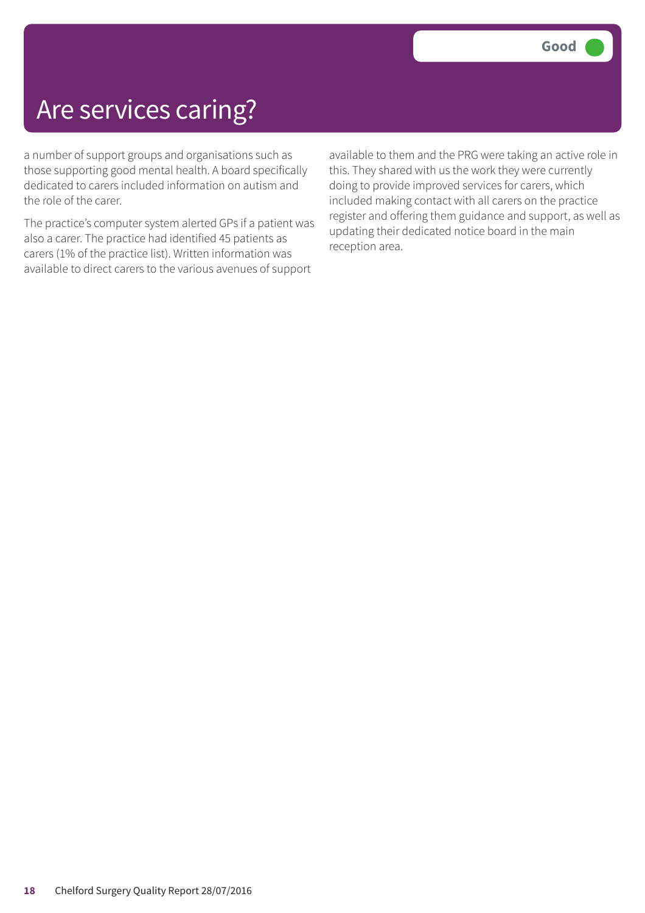# Are services caring?

Good

a number of support groups and organisations such as those supporting good mental health. A board specifically dedicated to carers included information on autism and the role of the carer.

The practice's computer system alerted GPs if a patient was also a carer. The practice had identified 45 patients as carers (1% of the practice list). Written information was available to direct carers to the various avenues of support available to them and the PRG were taking an active role in this. They shared with us the work they were currently doing to provide improved services for carers, which included making contact with all carers on the practice register and offering them guidance and support, as well as updating their dedicated notice board in the main reception area.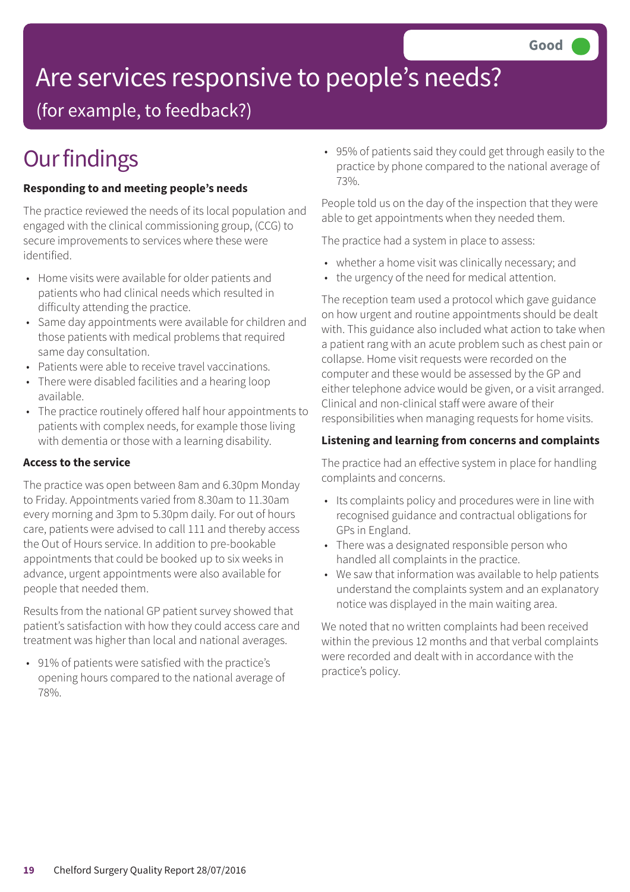Good

# Are services responsive to people's needs?

(for example, to feedback?)

## Our findings

**Responding to and meeting people's needs**

The practice reviewed the needs of its local population and engaged with the clinical commissioning group, (CCG) to secure improvements to services where these were identified.

- Home visits were available for older patients and patients who had clinical needs which resulted in difficulty attending the practice.
- Same day appointments were available for children and those patients with medical problems that required same day consultation.
- Patients were able to receive travel vaccinations.
- There were disabled facilities and a hearing loop available.
- The practice routinely offered half hour appointments to patients with complex needs, for example those living with dementia or those with a learning disability.

**Access to the service**

The practice was open between 8am and 6.30pm Monday to Friday. Appointments varied from 8.30am to 11.30am every morning and 3pm to 5.30pm daily. For out of hours care, patients were advised to call 111 and thereby access the Out of Hours service. In addition to pre-bookable appointments that could be booked up to six weeks in advance, urgent appointments were also available for people that needed them.

Results from the national GP patient survey showed that patient's satisfaction with how they could access care and treatment was higher than local and national averages.

- 91% of patients were satisfied with the practice's opening hours compared to the national average of 78%.
- 95% of patients said they could get through easily to the practice by phone compared to the national average of 73%.

People told us on the day of the inspection that they were able to get appointments when they needed them.

The practice had a system in place to assess:

- whether a home visit was clinically necessary; and
- the urgency of the need for medical attention.

The reception team used a protocol which gave guidance on how urgent and routine appointments should be dealt with. This guidance also included what action to take when a patient rang with an acute problem such as chest pain or collapse. Home visit requests were recorded on the computer and these would be assessed by the GP and either telephone advice would be given, or a visit arranged. Clinical and non-clinical staff were aware of their responsibilities when managing requests for home visits.

**Listening and learning from concerns and complaints**

The practice had an effective system in place for handling complaints and concerns.

- Its complaints policy and procedures were in line with recognised guidance and contractual obligations for GPs in England.
- There was a designated responsible person who handled all complaints in the practice.
- We saw that information was available to help patients understand the complaints system and an explanatory notice was displayed in the main waiting area.

We noted that no written complaints had been received within the previous 12 months and that verbal complaints were recorded and dealt with in accordance with the practice's policy.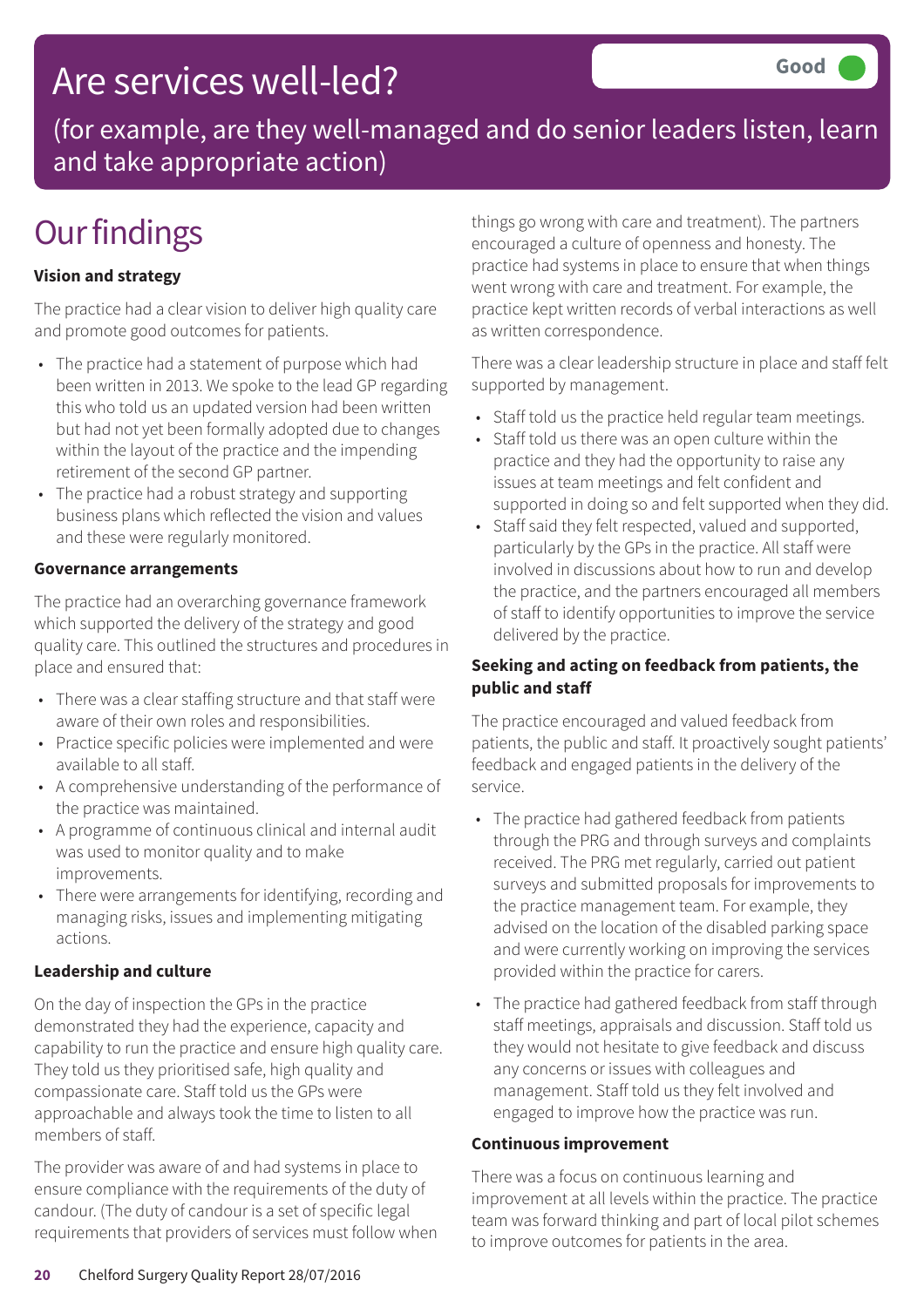# Are services well-led?

**Good**

(for example, are they well-managed and do senior leaders listen, learn and take appropriate action)

## Our findings

**Vision and strategy**

The practice had a clear vision to deliver high quality care and promote good outcomes for patients.

- The practice had a statement of purpose which had been written in 2013. We spoke to the lead GP regarding this who told us an updated version had been written but had not yet been formally adopted due to changes within the layout of the practice and the impending retirement of the second GP partner.
- The practice had a robust strategy and supporting business plans which reflected the vision and values and these were regularly monitored.

**Governance arrangements**

The practice had an overarching governance framework which supported the delivery of the strategy and good quality care. This outlined the structures and procedures in place and ensured that:

- There was a clear staffing structure and that staff were aware of their own roles and responsibilities.
- Practice specific policies were implemented and were available to all staff.
- A comprehensive understanding of the performance of the practice was maintained.
- A programme of continuous clinical and internal audit was used to monitor quality and to make improvements.
- There were arrangements for identifying, recording and managing risks, issues and implementing mitigating actions.

**Leadership and culture**

On the day of inspection the GPs in the practice demonstrated they had the experience, capacity and capability to run the practice and ensure high quality care. They told us they prioritised safe, high quality and compassionate care. Staff told us the GPs were approachable and always took the time to listen to all members of staff.

The provider was aware of and had systems in place to ensure compliance with the requirements of the duty of candour. (The duty of candour is a set of specific legal requirements that providers of services must follow when things go wrong with care and treatment). The partners encouraged a culture of openness and honesty. The practice had systems in place to ensure that when things went wrong with care and treatment. For example, the practice kept written records of verbal interactions as well as written correspondence.

There was a clear leadership structure in place and staff felt supported by management.

- Staff told us the practice held regular team meetings.
- Staff told us there was an open culture within the practice and they had the opportunity to raise any issues at team meetings and felt confident and supported in doing so and felt supported when they did.
- Staff said they felt respected, valued and supported, particularly by the GPs in the practice. All staff were involved in discussions about how to run and develop the practice, and the partners encouraged all members of staff to identify opportunities to improve the service delivered by the practice.

**Seeking and acting on feedback from patients, the public and staff**

The practice encouraged and valued feedback from patients, the public and staff. It proactively sought patients' feedback and engaged patients in the delivery of the service.

- The practice had gathered feedback from patients through the PRG and through surveys and complaints received. The PRG met regularly, carried out patient surveys and submitted proposals for improvements to the practice management team. For example, they advised on the location of the disabled parking space and were currently working on improving the services provided within the practice for carers.
- The practice had gathered feedback from staff through staff meetings, appraisals and discussion. Staff told us they would not hesitate to give feedback and discuss any concerns or issues with colleagues and management. Staff told us they felt involved and engaged to improve how the practice was run.

**Continuous improvement**

There was a focus on continuous learning and improvement at all levels within the practice. The practice team was forward thinking and part of local pilot schemes to improve outcomes for patients in the area.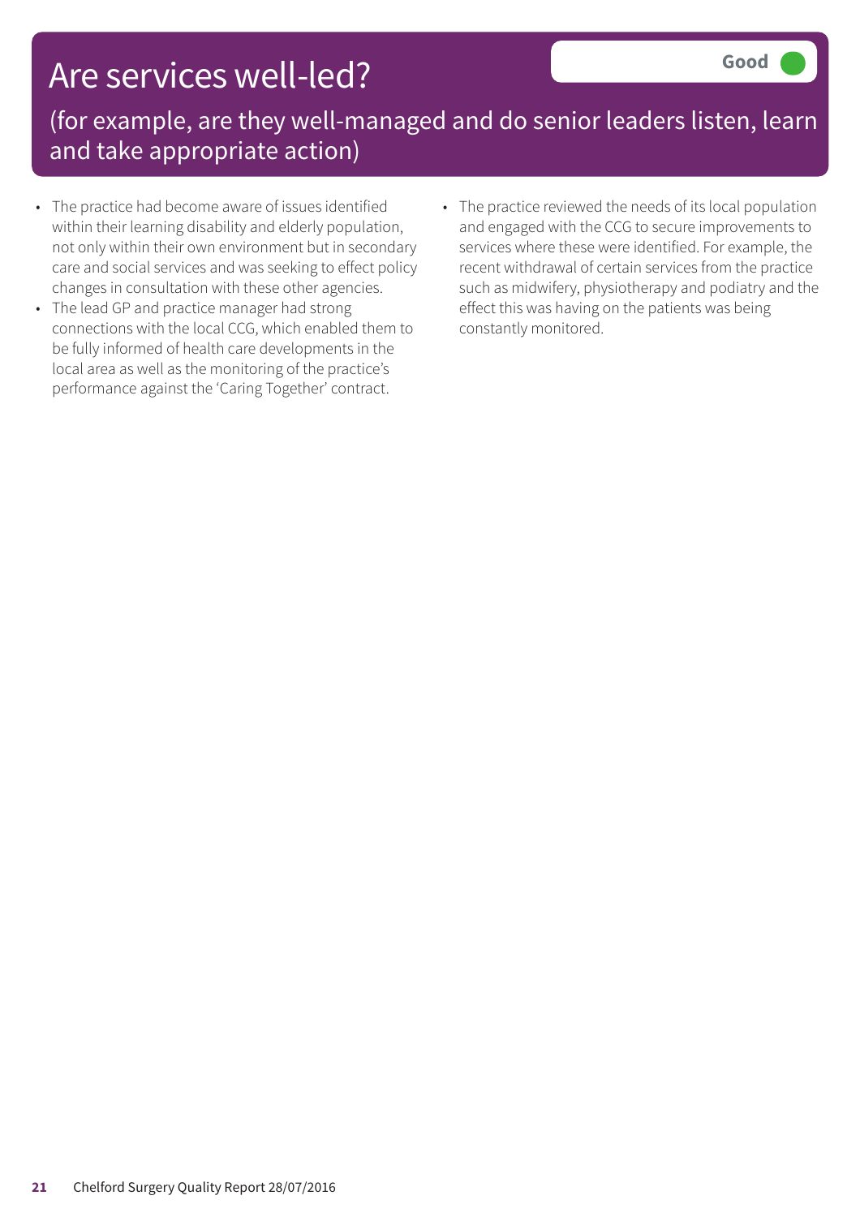# Are services well-led?

Good

(for example, are they well-managed and do senior leaders listen, learn and take appropriate action)

- The practice had become aware of issues identified within their learning disability and elderly population, not only within their own environment but in secondary care and social services and was seeking to effect policy changes in consultation with these other agencies.
- The lead GP and practice manager had strong connections with the local CCG, which enabled them to be fully informed of health care developments in the local area as well as the monitoring of the practice's performance against the 'Caring Together' contract.
- The practice reviewed the needs of its local population and engaged with the CCG to secure improvements to services where these were identified. For example, the recent withdrawal of certain services from the practice such as midwifery, physiotherapy and podiatry and the effect this was having on the patients was being constantly monitored.